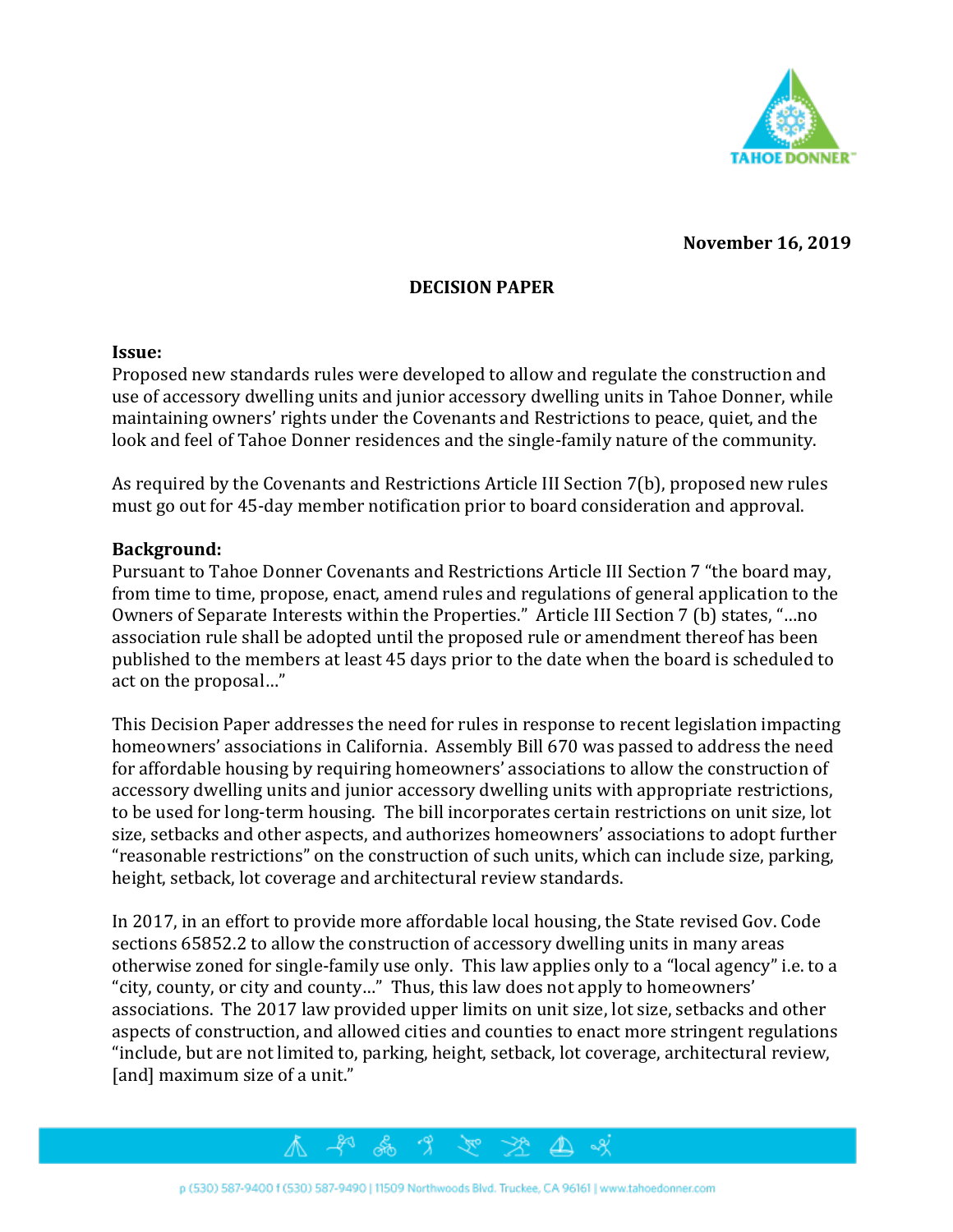November 16, 2019

## DECISION PAPER

**Issue:**
Proposed new standards rules were developed to allow and regulate the construction and use of accessory dwelling units and junior accessory dwelling units in Tahoe Donner, while maintaining owners' rights under the Covenants and Restrictions to peace, quiet, and the look and feel of Tahoe Donner residences and the single-family nature of the community.

As required by the Covenants and Restrictions Article III Section 7(b), proposed new rules must go out for 45-day member notification prior to board consideration and approval.

**Background:**
Pursuant to Tahoe Donner Covenants and Restrictions Article III Section 7 "the board may, from time to time, propose, enact, amend rules and regulations of general application to the Owners of Separate Interests within the Properties." Article III Section 7 (b) states, "…no association rule shall be adopted until the proposed rule or amendment thereof has been published to the members at least 45 days prior to the date when the board is scheduled to act on the proposal…"

This Decision Paper addresses the need for rules in response to recent legislation impacting homeowners' associations in California. Assembly Bill 670 was passed to address the need for affordable housing by requiring homeowners' associations to allow the construction of accessory dwelling units and junior accessory dwelling units with appropriate restrictions, to be used for long-term housing. The bill incorporates certain restrictions on unit size, lot size, setbacks and other aspects, and authorizes homeowners' associations to adopt further "reasonable restrictions" on the construction of such units, which can include size, parking, height, setback, lot coverage and architectural review standards.

In 2017, in an effort to provide more affordable local housing, the State revised Gov. Code sections 65852.2 to allow the construction of accessory dwelling units in many areas otherwise zoned for single-family use only. This law applies only to a "local agency" i.e. to a "city, county, or city and county…" Thus, this law does not apply to homeowners' associations. The 2017 law provided upper limits on unit size, lot size, setbacks and other aspects of construction, and allowed cities and counties to enact more stringent regulations "include, but are not limited to, parking, height, setback, lot coverage, architectural review, [and] maximum size of a unit."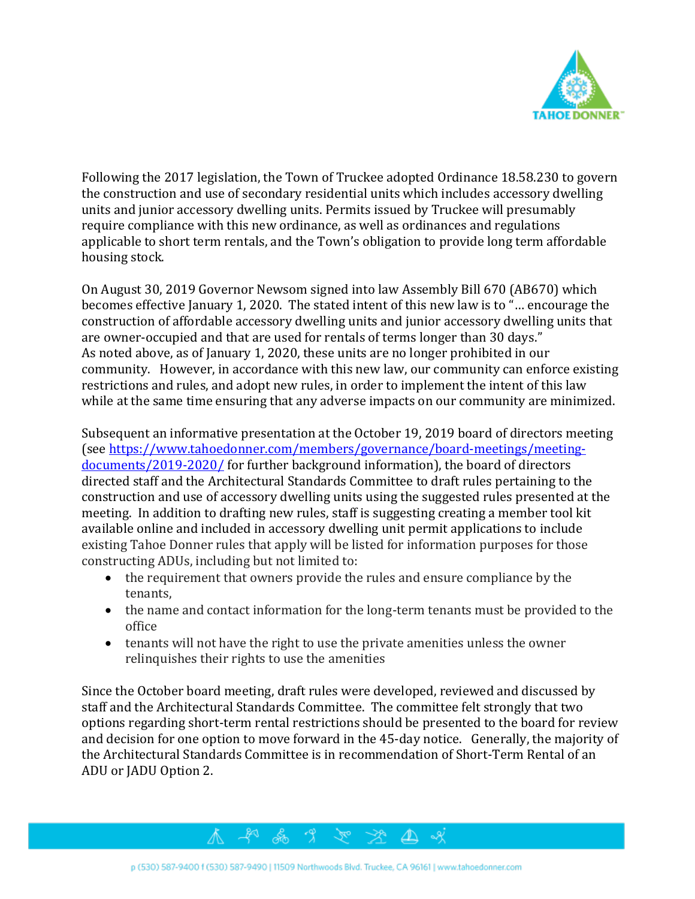Following the 2017 legislation, the Town of Truckee adopted Ordinance 18.58.230 to govern the construction and use of secondary residential units which includes accessory dwelling units and junior accessory dwelling units. Permits issued by Truckee will presumably require compliance with this new ordinance, as well as ordinances and regulations applicable to short term rentals, and the Town's obligation to provide long term affordable housing stock.

On August 30, 2019 Governor Newsom signed into law Assembly Bill 670 (AB670) which becomes effective January 1, 2020. The stated intent of this new law is to "… encourage the construction of affordable accessory dwelling units and junior accessory dwelling units that are owner-occupied and that are used for rentals of terms longer than 30 days."
As noted above, as of January 1, 2020, these units are no longer prohibited in our community. However, in accordance with this new law, our community can enforce existing restrictions and rules, and adopt new rules, in order to implement the intent of this law while at the same time ensuring that any adverse impacts on our community are minimized.

Subsequent an informative presentation at the October 19, 2019 board of directors meeting (see [https://www.tahoedonner.com/members/governance/board-meetings/meeting-documents/2019-2020/](https://www.tahoedonner.com/members/governance/board-meetings/meeting-documents/2019-2020/) for further background information), the board of directors directed staff and the Architectural Standards Committee to draft rules pertaining to the construction and use of accessory dwelling units using the suggested rules presented at the meeting. In addition to drafting new rules, staff is suggesting creating a member tool kit available online and included in accessory dwelling unit permit applications to include existing Tahoe Donner rules that apply will be listed for information purposes for those constructing ADUs, including but not limited to:

- the requirement that owners provide the rules and ensure compliance by the tenants,
- the name and contact information for the long-term tenants must be provided to the office
- tenants will not have the right to use the private amenities unless the owner relinquishes their rights to use the amenities

Since the October board meeting, draft rules were developed, reviewed and discussed by staff and the Architectural Standards Committee. The committee felt strongly that two options regarding short-term rental restrictions should be presented to the board for review and decision for one option to move forward in the 45-day notice. Generally, the majority of the Architectural Standards Committee is in recommendation of Short-Term Rental of an ADU or JADU Option 2.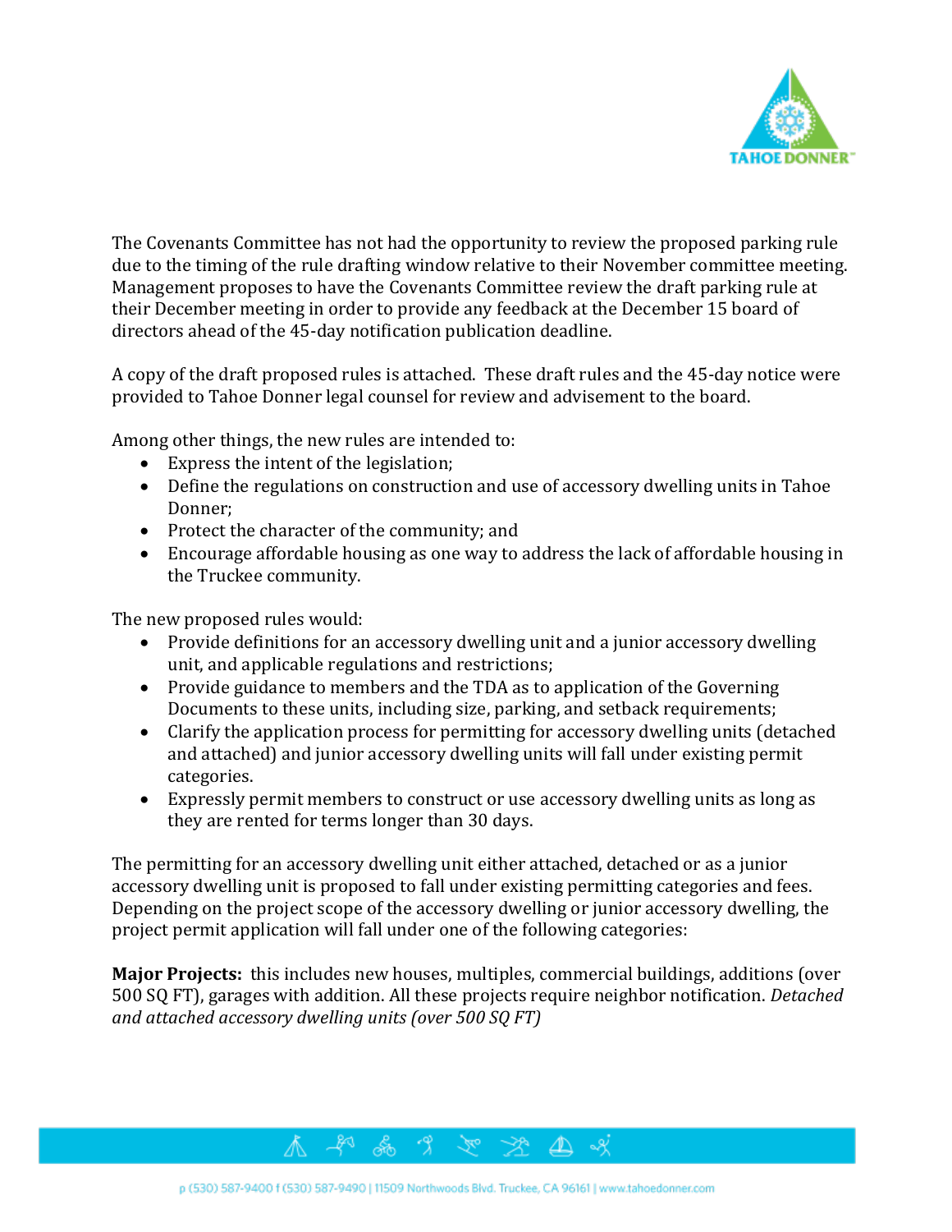The Covenants Committee has not had the opportunity to review the proposed parking rule due to the timing of the rule drafting window relative to their November committee meeting. Management proposes to have the Covenants Committee review the draft parking rule at their December meeting in order to provide any feedback at the December 15 board of directors ahead of the 45-day notification publication deadline.

A copy of the draft proposed rules is attached. These draft rules and the 45-day notice were provided to Tahoe Donner legal counsel for review and advisement to the board.

Among other things, the new rules are intended to:

- Express the intent of the legislation;
- Define the regulations on construction and use of accessory dwelling units in Tahoe Donner;
- Protect the character of the community; and
- Encourage affordable housing as one way to address the lack of affordable housing in the Truckee community.

The new proposed rules would:

- Provide definitions for an accessory dwelling unit and a junior accessory dwelling unit, and applicable regulations and restrictions;
- Provide guidance to members and the TDA as to application of the Governing Documents to these units, including size, parking, and setback requirements;
- Clarify the application process for permitting for accessory dwelling units (detached and attached) and junior accessory dwelling units will fall under existing permit categories.
- Expressly permit members to construct or use accessory dwelling units as long as they are rented for terms longer than 30 days.

The permitting for an accessory dwelling unit either attached, detached or as a junior accessory dwelling unit is proposed to fall under existing permitting categories and fees. Depending on the project scope of the accessory dwelling or junior accessory dwelling, the project permit application will fall under one of the following categories:

**Major Projects:** this includes new houses, multiples, commercial buildings, additions (over 500 SQ FT), garages with addition. All these projects require neighbor notification. *Detached and attached accessory dwelling units (over 500 SQ FT)*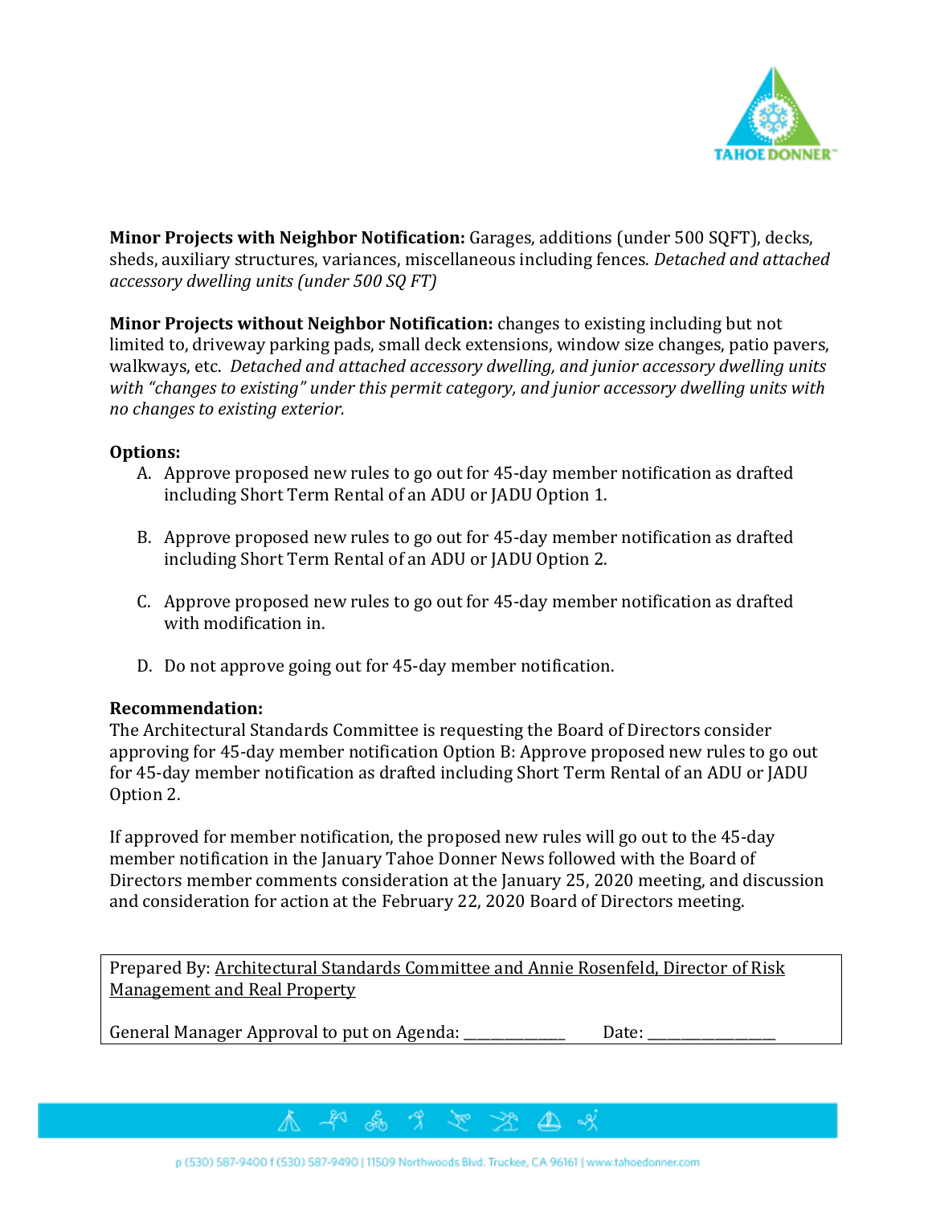**Minor Projects with Neighbor Notification:** Garages, additions (under 500 SQFT), decks, sheds, auxiliary structures, variances, miscellaneous including fences. *Detached and attached accessory dwelling units (under 500 SQ FT)*

**Minor Projects without Neighbor Notification:** changes to existing including but not limited to, driveway parking pads, small deck extensions, window size changes, patio pavers, walkways, etc. *Detached and attached accessory dwelling, and junior accessory dwelling units with "changes to existing" under this permit category, and junior accessory dwelling units with no changes to existing exterior.*

**Options:**

A. Approve proposed new rules to go out for 45-day member notification as drafted including Short Term Rental of an ADU or JADU Option 1.

B. Approve proposed new rules to go out for 45-day member notification as drafted including Short Term Rental of an ADU or JADU Option 2.

C. Approve proposed new rules to go out for 45-day member notification as drafted with modification in.

D. Do not approve going out for 45-day member notification.

**Recommendation:**
The Architectural Standards Committee is requesting the Board of Directors consider approving for 45-day member notification Option B: Approve proposed new rules to go out for 45-day member notification as drafted including Short Term Rental of an ADU or JADU Option 2.

If approved for member notification, the proposed new rules will go out to the 45-day member notification in the January Tahoe Donner News followed with the Board of Directors member comments consideration at the January 25, 2020 meeting, and discussion and consideration for action at the February 22, 2020 Board of Directors meeting.

Prepared By: Architectural Standards Committee and Annie Rosenfeld, Director of Risk Management and Real Property

General Manager Approval to put on Agenda: ____________ Date: ______________